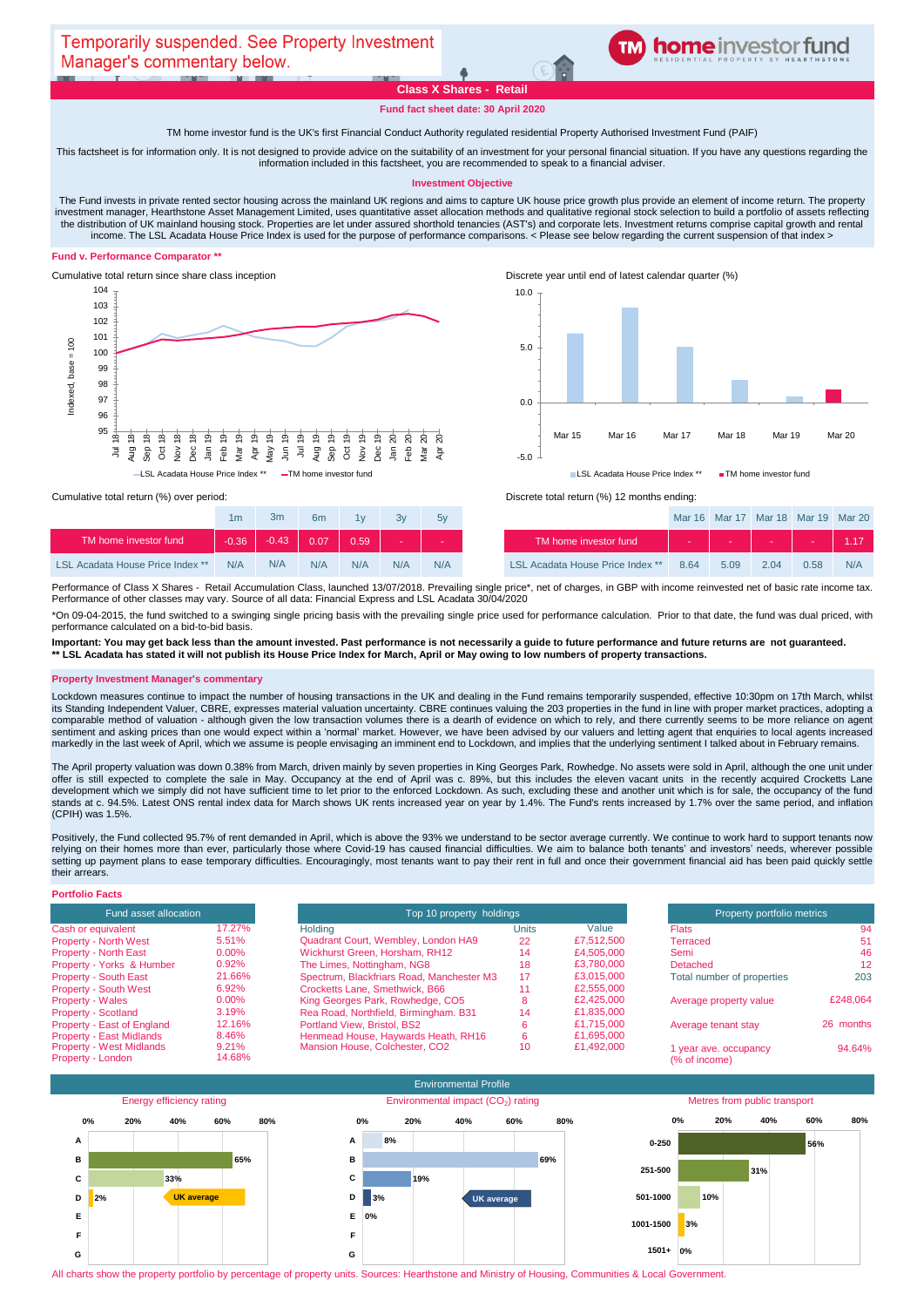Temporarily suspended. See Property Investment Manager's commentary below.

**home investor fund** — RESIDENTIAL PROPERTY BY HEARTHSTONE

## Class X Shares - Retail

**Fund fact sheet date: 30 April 2020**

TM home investor fund is the UK's first Financial Conduct Authority regulated residential Property Authorised Investment Fund (PAIF)

This factsheet is for information only. It is not designed to provide advice on the suitability of an investment for your personal financial situation. If you have any questions regarding the information included in this factsheet, you are recommended to speak to a financial adviser.

### Investment Objective

The Fund invests in private rented sector housing across the mainland UK regions and aims to capture UK house price growth plus provide an element of income return. The property investment manager, Hearthstone Asset Management Limited, uses quantitative asset allocation methods and qualitative regional stock selection to build a portfolio of assets reflecting the distribution of UK mainland housing stock. Properties are let under assured shorthold tenancies (AST's) and corporate lets. Investment returns comprise capital growth and rental income. The LSL Acadata House Price Index is used for the purpose of performance comparisons. < Please see below regarding the current suspension of that index >

### Fund v. Performance Comparator **

Cumulative total return since share class inception

Discrete year until end of latest calendar quarter (%)

Cumulative total return (%) over period:

| | 1m | 3m | 6m | 1y | 3y | 5y |
|---|---|---|---|---|---|---|
| TM home investor fund | -0.36 | -0.43 | 0.07 | 0.59 | - | - |
| LSL Acadata House Price Index ** | N/A | N/A | N/A | N/A | N/A | N/A |

Discrete total return (%) 12 months ending:

| | Mar 16 | Mar 17 | Mar 18 | Mar 19 | Mar 20 |
|---|---|---|---|---|---|
| TM home investor fund | - | - | - | - | 1.17 |
| LSL Acadata House Price Index ** | 8.64 | 5.09 | 2.04 | 0.58 | N/A |

Performance of Class X Shares - Retail Accumulation Class, launched 13/07/2018. Prevailing single price*, net of charges, in GBP with income reinvested net of basic rate income tax. Performance of other classes may vary. Source of all data: Financial Express and LSL Acadata 30/04/2020

*On 09-04-2015, the fund switched to a swinging single pricing basis with the prevailing single price used for performance calculation. Prior to that date, the fund was dual priced, with performance calculated on a bid-to-bid basis.

**Important: You may get back less than the amount invested. Past performance is not necessarily a guide to future performance and future returns are not guaranteed.**
**** LSL Acadata has stated it will not publish its House Price Index for March, April or May owing to low numbers of property transactions.**

### Property Investment Manager's commentary

Lockdown measures continue to impact the number of housing transactions in the UK and dealing in the Fund remains temporarily suspended, effective 10:30pm on 17th March, whilst its Standing Independent Valuer, CBRE, expresses material valuation uncertainty. CBRE continues valuing the 203 properties in the fund in line with proper market practices, adopting a comparable method of valuation - although given the low transaction volumes there is a dearth of evidence on which to rely, and there currently seems to be more reliance on agent sentiment and asking prices than one would expect within a 'normal' market. However, we have been advised by our valuers and letting agent that enquiries to local agents increased markedly in the last week of April, which we assume is people envisaging an imminent end to Lockdown, and implies that the underlying sentiment I talked about in February remains.

The April property valuation was down 0.38% from March, driven mainly by seven properties in King Georges Park, Rowhedge. No assets were sold in April, although the one unit under offer is still expected to complete the sale in May. Occupancy at the end of April was c. 89%, but this includes the eleven vacant units in the recently acquired Crocketts Lane development which we simply did not have sufficient time to let prior to the enforced Lockdown. As such, excluding these and another unit which is for sale, the occupancy of the fund stands at c. 94.5%. Latest ONS rental index data for March shows UK rents increased year on year by 1.4%. The Fund's rents increased by 1.7% over the same period, and inflation (CPIH) was 1.5%.

Positively, the Fund collected 95.7% of rent demanded in April, which is above the 93% we understand to be sector average currently. We continue to work hard to support tenants now relying on their homes more than ever, particularly those where Covid-19 has caused financial difficulties. We aim to balance both tenants' and investors' needs, wherever possible setting up payment plans to ease temporary difficulties. Encouragingly, most tenants want to pay their rent in full and once their government financial aid has been paid quickly settle their arrears.

### Portfolio Facts

| Fund asset allocation | |
|---|---|
| Cash or equivalent | 17.27% |
| Property - North West | 5.51% |
| Property - North East | 0.00% |
| Property - Yorks & Humber | 0.92% |
| Property - South East | 21.66% |
| Property - South West | 6.92% |
| Property - Wales | 0.00% |
| Property - Scotland | 3.19% |
| Property - East of England | 12.16% |
| Property - East Midlands | 8.46% |
| Property - West Midlands | 9.21% |
| Property - London | 14.68% |

| Holding | Units | Value |
|---|---|---|
| Quadrant Court, Wembley, London HA9 | 22 | £7,512,500 |
| Wickhurst Green, Horsham, RH12 | 14 | £4,505,000 |
| The Limes, Nottingham, NG8 | 18 | £3,780,000 |
| Spectrum, Blackfriars Road, Manchester M3 | 17 | £3,015,000 |
| Crocketts Lane, Smethwick, B66 | 11 | £2,555,000 |
| King Georges Park, Rowhedge, CO5 | 8 | £2,425,000 |
| Rea Road, Northfield, Birmingham. B31 | 14 | £1,835,000 |
| Portland View, Bristol, BS2 | 6 | £1,715,000 |
| Henmead House, Haywards Heath, RH16 | 6 | £1,695,000 |
| Mansion House, Colchester, CO2 | 10 | £1,492,000 |

| Property portfolio metrics | |
|---|---|
| Flats | 94 |
| Terraced | 51 |
| Semi | 46 |
| Detached | 12 |
| Total number of properties | 203 |
| Average property value | £248,064 |
| Average tenant stay | 26 months |
| 1 year ave. occupancy (% of income) | 94.64% |

### Environmental Profile

| Energy efficiency rating | % |
|---|---|
| A | |
| B | 65% |
| C | 33% |
| D | 2% |
| E | |
| F | |
| G | |

UK average: D

| Environmental impact ($CO_2$) rating | % |
|---|---|
| A | 8% |
| B | 69% |
| C | 19% |
| D | 3% |
| E | 0% |
| F | |
| G | |

UK average: D

| Metres from public transport | % |
|---|---|
| 0-250 | 56% |
| 251-500 | 31% |
| 501-1000 | 10% |
| 1001-1500 | 3% |
| 1501+ | 0% |

All charts show the property portfolio by percentage of property units. Sources: Hearthstone and Ministry of Housing, Communities & Local Government.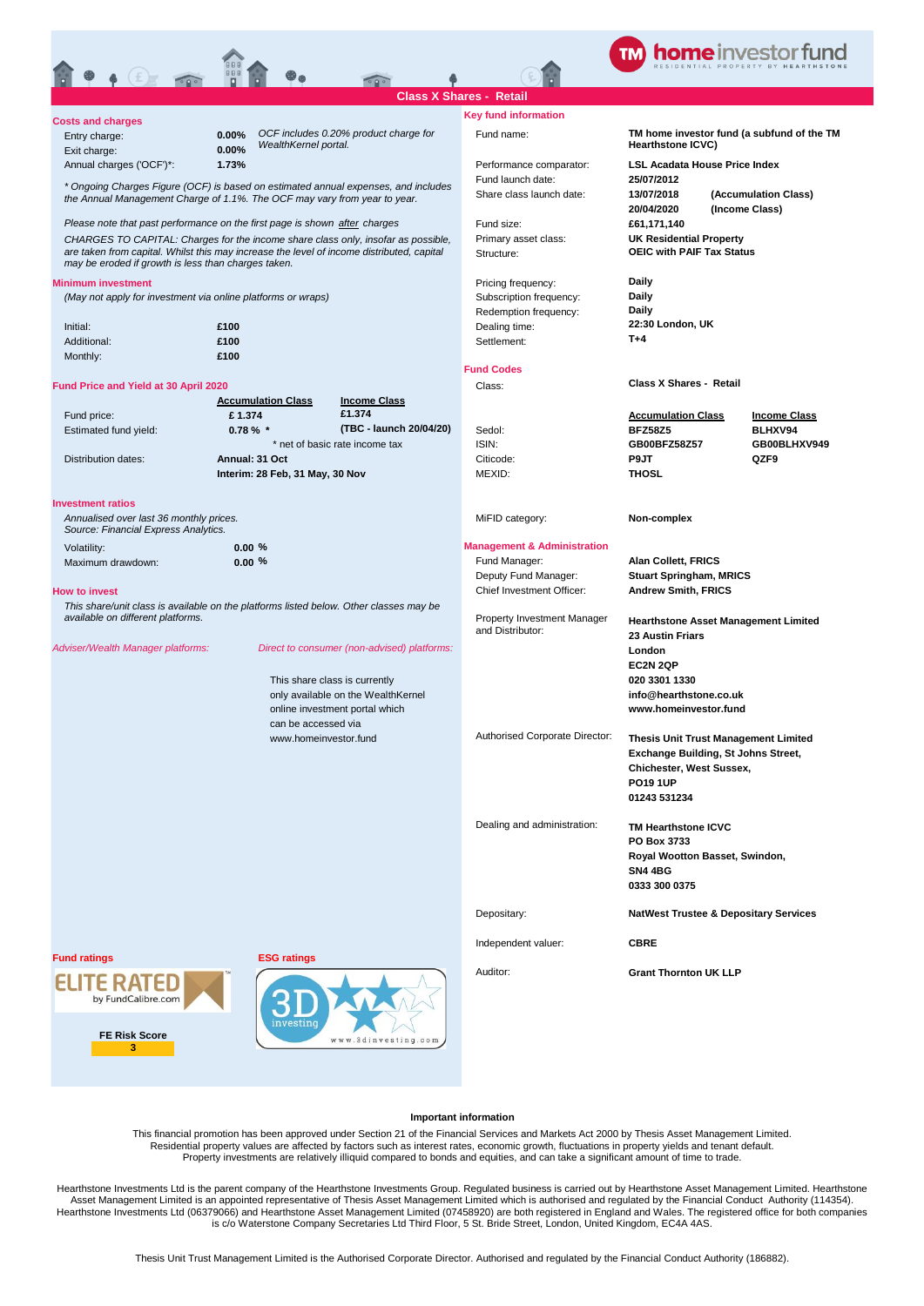**home investor fund**
RESIDENTIAL PROPERTY BY HEARTHSTONE

## Class X Shares - Retail

### Costs and charges

| | | |
|---|---|---|
| Entry charge: | 0.00% | *OCF includes 0.20% product charge for WealthKernel portal.* |
| Exit charge: | 0.00% | |
| Annual charges ('OCF')*: | 1.73% | |

*\* Ongoing Charges Figure (OCF) is based on estimated annual expenses, and includes the Annual Management Charge of 1.1%. The OCF may vary from year to year.*

*Please note that past performance on the first page is shown after charges*

*CHARGES TO CAPITAL: Charges for the income share class only, insofar as possible, are taken from capital. Whilst this may increase the level of income distributed, capital may be eroded if growth is less than charges taken.*

### Minimum investment

*(May not apply for investment via online platforms or wraps)*

| | |
|---|---|
| Initial: | £100 |
| Additional: | £100 |
| Monthly: | £100 |

### Fund Price and Yield at 30 April 2020

| | Accumulation Class | Income Class |
|---|---|---|
| Fund price: | £ 1.374 | £1.374 |
| Estimated fund yield: | 0.78 % * | (TBC - launch 20/04/20) |

\* net of basic rate income tax

Distribution dates: **Annual: 31 Oct**
**Interim: 28 Feb, 31 May, 30 Nov**

### Investment ratios

*Annualised over last 36 monthly prices.*
*Source: Financial Express Analytics.*

| | |
|---|---|
| Volatility: | 0.00 % |
| Maximum drawdown: | 0.00 % |

### How to invest

*This share/unit class is available on the platforms listed below. Other classes may be available on different platforms.*

*Adviser/Wealth Manager platforms:*

*Direct to consumer (non-advised) platforms:*

This share class is currently only available on the WealthKernel online investment portal which can be accessed via www.homeinvestor.fund

### Key fund information

| | |
|---|---|
| Fund name: | TM home investor fund (a subfund of the TM Hearthstone ICVC) |
| Performance comparator: | LSL Acadata House Price Index |
| Fund launch date: | 25/07/2012 |
| Share class launch date: | 13/07/2018 (Accumulation Class) |
| | 20/04/2020 (Income Class) |
| Fund size: | £61,171,140 |
| Primary asset class: | UK Residential Property |
| Structure: | OEIC with PAIF Tax Status |
| Pricing frequency: | Daily |
| Subscription frequency: | Daily |
| Redemption frequency: | Daily |
| Dealing time: | 22:30 London, UK |
| Settlement: | T+4 |

### Fund Codes

Class: **Class X Shares - Retail**

| | Accumulation Class | Income Class |
|---|---|---|
| Sedol: | BFZ58Z5 | BLHXV94 |
| ISIN: | GB00BFZ58Z57 | GB00BLHXV949 |
| Citicode: | P9JT | QZF9 |
| MEXID: | THOSL | |

MiFID category: **Non-complex**

### Management & Administration

| | |
|---|---|
| Fund Manager: | Alan Collett, FRICS |
| Deputy Fund Manager: | Stuart Springham, MRICS |
| Chief Investment Officer: | Andrew Smith, FRICS |
| Property Investment Manager and Distributor: | Hearthstone Asset Management Limited, 23 Austin Friars, London, EC2N 2QP, 020 3301 1330, info@hearthstone.co.uk, www.homeinvestor.fund |
| Authorised Corporate Director: | Thesis Unit Trust Management Limited, Exchange Building, St Johns Street, Chichester, West Sussex, PO19 1UP, 01243 531234 |
| Dealing and administration: | TM Hearthstone ICVC, PO Box 3733, Royal Wootton Basset, Swindon, SN4 4BG, 0333 300 0375 |
| Depositary: | NatWest Trustee & Depositary Services |
| Independent valuer: | CBRE |
| Auditor: | Grant Thornton UK LLP |

### Fund ratings

ELITE RATED by FundCalibre.com

FE Risk Score
3

### ESG ratings

3D investing
www.3dinvesting.com

**Important information**

This financial promotion has been approved under Section 21 of the Financial Services and Markets Act 2000 by Thesis Asset Management Limited. Residential property values are affected by factors such as interest rates, economic growth, fluctuations in property yields and tenant default. Property investments are relatively illiquid compared to bonds and equities, and can take a significant amount of time to trade.

Hearthstone Investments Ltd is the parent company of the Hearthstone Investments Group. Regulated business is carried out by Hearthstone Asset Management Limited. Hearthstone Asset Management Limited is an appointed representative of Thesis Asset Management Limited which is authorised and regulated by the Financial Conduct Authority (114354). Hearthstone Investments Ltd (06379066) and Hearthstone Asset Management Limited (07458920) are both registered in England and Wales. The registered office for both companies is c/o Waterstone Company Secretaries Ltd Third Floor, 5 St. Bride Street, London, United Kingdom, EC4A 4AS.

Thesis Unit Trust Management Limited is the Authorised Corporate Director. Authorised and regulated by the Financial Conduct Authority (186882).